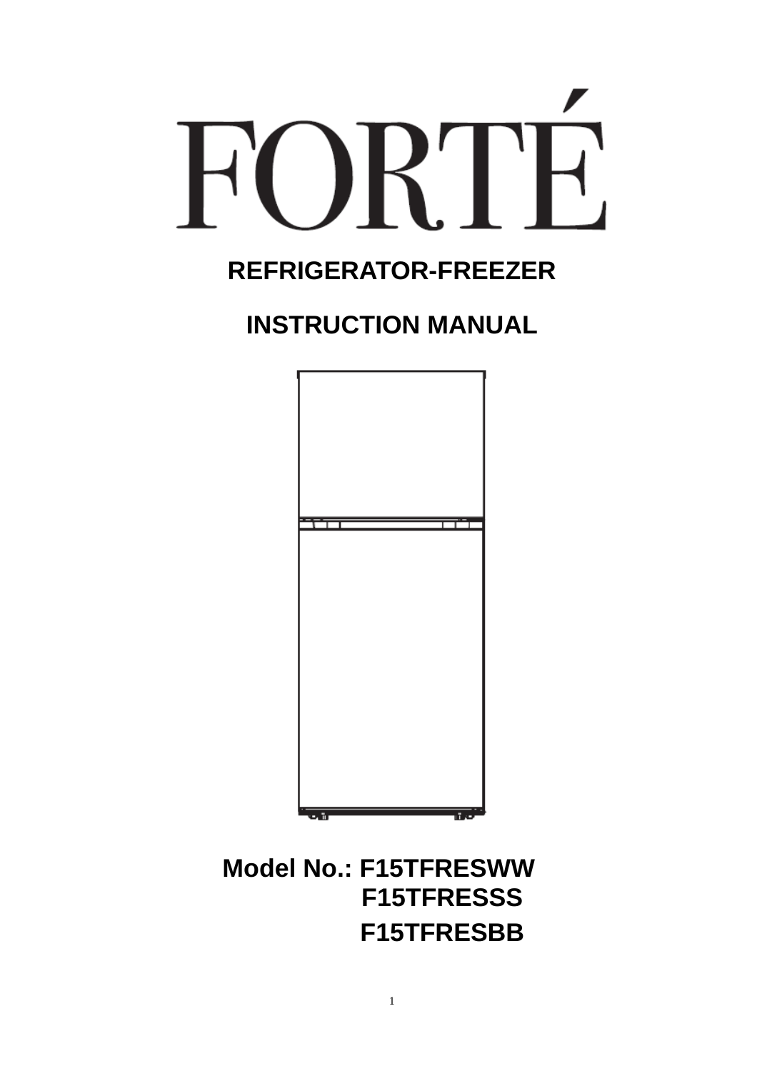# FORTÉ

## REFRIGERATOR-FREEZER

## INSTRUCTION MANUAL

**Model No.: F15TFRESWW**
**F15TFRESSS**
**F15TFRESBB**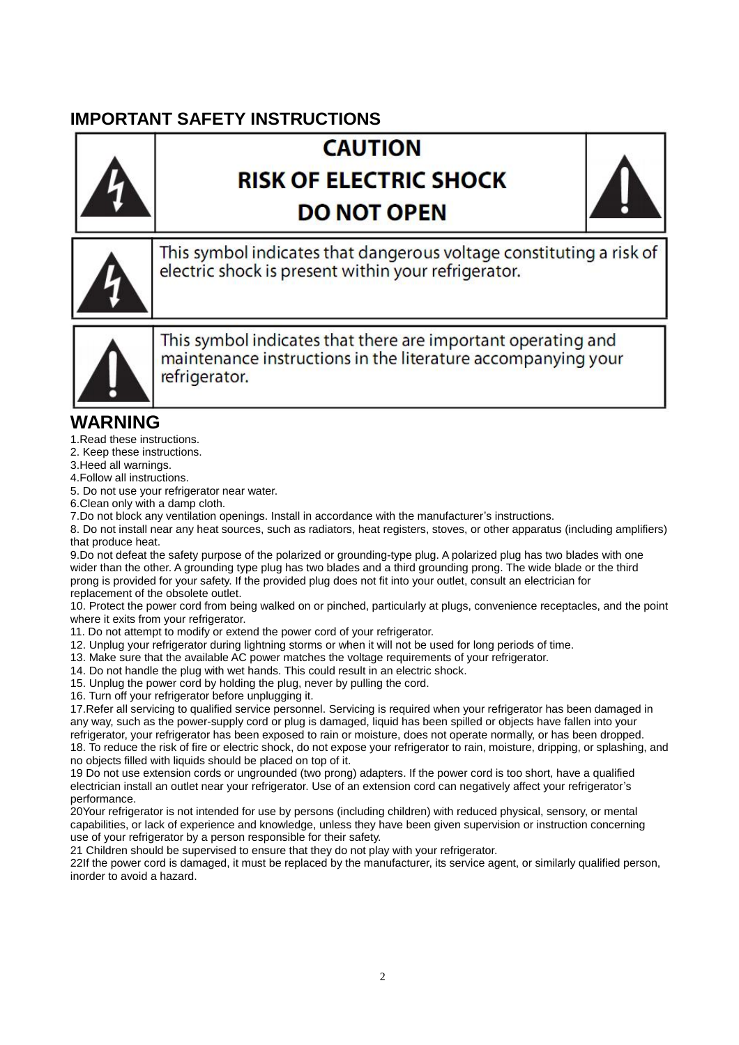## IMPORTANT SAFETY INSTRUCTIONS

| | CAUTION<br>RISK OF ELECTRIC SHOCK<br>DO NOT OPEN | |
|---|---|---|

| | |
|---|---|
| | This symbol indicates that dangerous voltage constituting a risk of electric shock is present within your refrigerator. |
| | This symbol indicates that there are important operating and maintenance instructions in the literature accompanying your refrigerator. |

## WARNING

1.Read these instructions.
2. Keep these instructions.
3.Heed all warnings.
4.Follow all instructions.
5. Do not use your refrigerator near water.
6.Clean only with a damp cloth.
7.Do not block any ventilation openings. Install in accordance with the manufacturer's instructions.
8. Do not install near any heat sources, such as radiators, heat registers, stoves, or other apparatus (including amplifiers) that produce heat.
9.Do not defeat the safety purpose of the polarized or grounding-type plug. A polarized plug has two blades with one wider than the other. A grounding type plug has two blades and a third grounding prong. The wide blade or the third prong is provided for your safety. If the provided plug does not fit into your outlet, consult an electrician for replacement of the obsolete outlet.
10. Protect the power cord from being walked on or pinched, particularly at plugs, convenience receptacles, and the point where it exits from your refrigerator.
11. Do not attempt to modify or extend the power cord of your refrigerator.
12. Unplug your refrigerator during lightning storms or when it will not be used for long periods of time.
13. Make sure that the available AC power matches the voltage requirements of your refrigerator.
14. Do not handle the plug with wet hands. This could result in an electric shock.
15. Unplug the power cord by holding the plug, never by pulling the cord.
16. Turn off your refrigerator before unplugging it.
17.Refer all servicing to qualified service personnel. Servicing is required when your refrigerator has been damaged in any way, such as the power-supply cord or plug is damaged, liquid has been spilled or objects have fallen into your refrigerator, your refrigerator has been exposed to rain or moisture, does not operate normally, or has been dropped.
18. To reduce the risk of fire or electric shock, do not expose your refrigerator to rain, moisture, dripping, or splashing, and no objects filled with liquids should be placed on top of it.
19 Do not use extension cords or ungrounded (two prong) adapters. If the power cord is too short, have a qualified electrician install an outlet near your refrigerator. Use of an extension cord can negatively affect your refrigerator's performance.
20Your refrigerator is not intended for use by persons (including children) with reduced physical, sensory, or mental capabilities, or lack of experience and knowledge, unless they have been given supervision or instruction concerning use of your refrigerator by a person responsible for their safety.
21 Children should be supervised to ensure that they do not play with your refrigerator.
22If the power cord is damaged, it must be replaced by the manufacturer, its service agent, or similarly qualified person, inorder to avoid a hazard.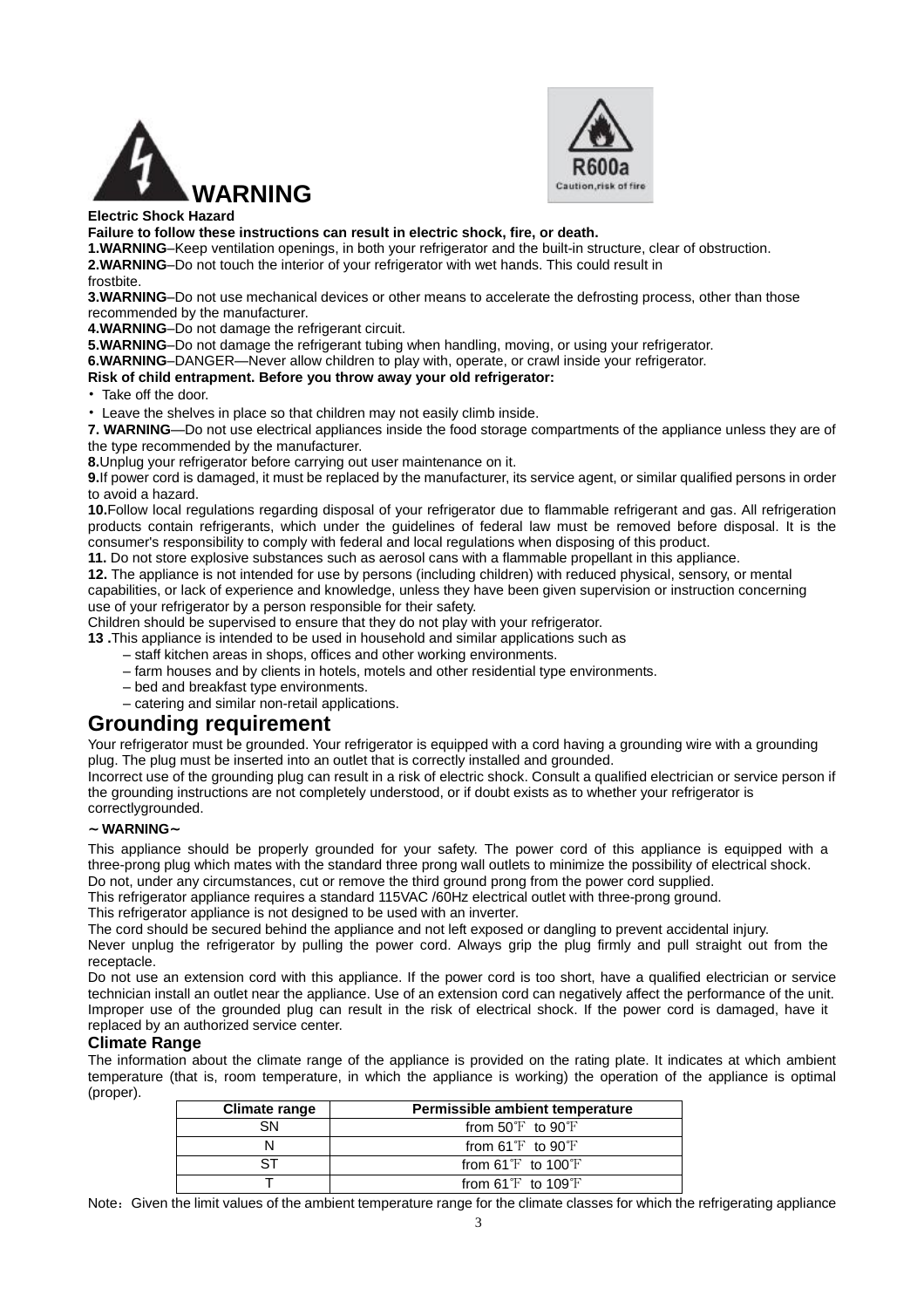# WARNING

R600a
Caution,risk of fire

**Electric Shock Hazard**

**Failure to follow these instructions can result in electric shock, fire, or death.**

**1.WARNING**–Keep ventilation openings, in both your refrigerator and the built-in structure, clear of obstruction.

**2.WARNING**–Do not touch the interior of your refrigerator with wet hands. This could result in frostbite.

**3.WARNING**–Do not use mechanical devices or other means to accelerate the defrosting process, other than those recommended by the manufacturer.

**4.WARNING**–Do not damage the refrigerant circuit.

**5.WARNING**–Do not damage the refrigerant tubing when handling, moving, or using your refrigerator.

**6.WARNING**–DANGER—Never allow children to play with, operate, or crawl inside your refrigerator.

**Risk of child entrapment. Before you throw away your old refrigerator:**

- Take off the door.
- Leave the shelves in place so that children may not easily climb inside.

**7. WARNING**—Do not use electrical appliances inside the food storage compartments of the appliance unless they are of the type recommended by the manufacturer.

**8.**Unplug your refrigerator before carrying out user maintenance on it.

**9.**If power cord is damaged, it must be replaced by the manufacturer, its service agent, or similar qualified persons in order to avoid a hazard.

**10.**Follow local regulations regarding disposal of your refrigerator due to flammable refrigerant and gas. All refrigeration products contain refrigerants, which under the guidelines of federal law must be removed before disposal. It is the consumer's responsibility to comply with federal and local regulations when disposing of this product.

**11.** Do not store explosive substances such as aerosol cans with a flammable propellant in this appliance.

**12.** The appliance is not intended for use by persons (including children) with reduced physical, sensory, or mental capabilities, or lack of experience and knowledge, unless they have been given supervision or instruction concerning use of your refrigerator by a person responsible for their safety.

Children should be supervised to ensure that they do not play with your refrigerator.

**13 .**This appliance is intended to be used in household and similar applications such as

– staff kitchen areas in shops, offices and other working environments.

– farm houses and by clients in hotels, motels and other residential type environments.

– bed and breakfast type environments.

– catering and similar non-retail applications.

## Grounding requirement

Your refrigerator must be grounded. Your refrigerator is equipped with a cord having a grounding wire with a grounding plug. The plug must be inserted into an outlet that is correctly installed and grounded.

Incorrect use of the grounding plug can result in a risk of electric shock. Consult a qualified electrician or service person if the grounding instructions are not completely understood, or if doubt exists as to whether your refrigerator is correctlygrounded.

**～WARNING～**

This appliance should be properly grounded for your safety. The power cord of this appliance is equipped with a three-prong plug which mates with the standard three prong wall outlets to minimize the possibility of electrical shock.

Do not, under any circumstances, cut or remove the third ground prong from the power cord supplied.

This refrigerator appliance requires a standard 115VAC /60Hz electrical outlet with three-prong ground.

This refrigerator appliance is not designed to be used with an inverter.

The cord should be secured behind the appliance and not left exposed or dangling to prevent accidental injury.

Never unplug the refrigerator by pulling the power cord. Always grip the plug firmly and pull straight out from the receptacle.

Do not use an extension cord with this appliance. If the power cord is too short, have a qualified electrician or service technician install an outlet near the appliance. Use of an extension cord can negatively affect the performance of the unit. Improper use of the grounded plug can result in the risk of electrical shock. If the power cord is damaged, have it replaced by an authorized service center.

### Climate Range

The information about the climate range of the appliance is provided on the rating plate. It indicates at which ambient temperature (that is, room temperature, in which the appliance is working) the operation of the appliance is optimal (proper).

| Climate range | Permissible ambient temperature |
|---|---|
| SN | from 50℉ to 90℉ |
| N | from 61℉ to 90℉ |
| ST | from 61℉ to 100℉ |
| T | from 61℉ to 109℉ |

Note：Given the limit values of the ambient temperature range for the climate classes for which the refrigerating appliance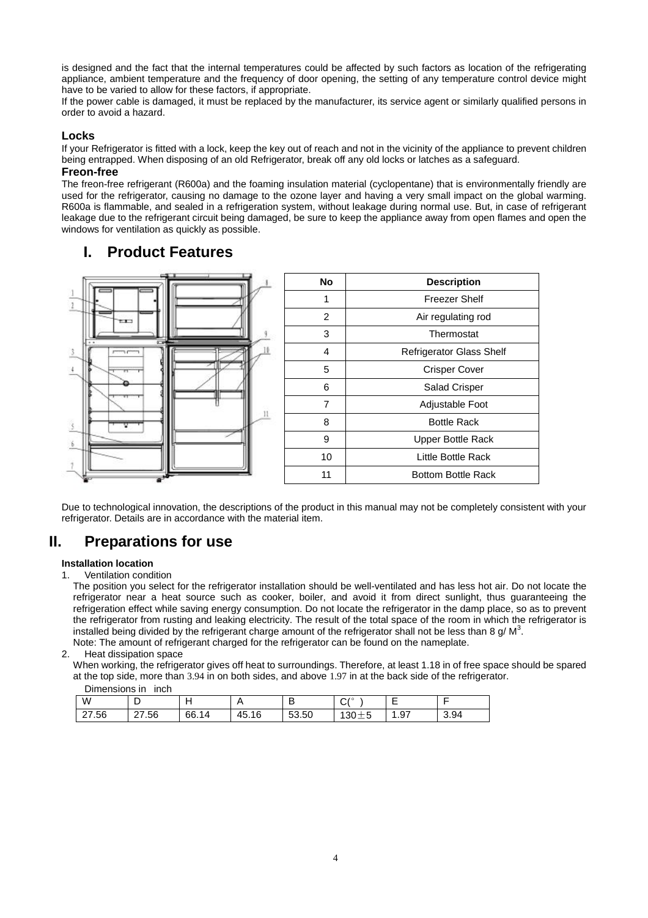is designed and the fact that the internal temperatures could be affected by such factors as location of the refrigerating appliance, ambient temperature and the frequency of door opening, the setting of any temperature control device might have to be varied to allow for these factors, if appropriate.

If the power cable is damaged, it must be replaced by the manufacturer, its service agent or similarly qualified persons in order to avoid a hazard.

### Locks

If your Refrigerator is fitted with a lock, keep the key out of reach and not in the vicinity of the appliance to prevent children being entrapped. When disposing of an old Refrigerator, break off any old locks or latches as a safeguard.

### Freon-free

The freon-free refrigerant (R600a) and the foaming insulation material (cyclopentane) that is environmentally friendly are used for the refrigerator, causing no damage to the ozone layer and having a very small impact on the global warming. R600a is flammable, and sealed in a refrigeration system, without leakage during normal use. But, in case of refrigerant leakage due to the refrigerant circuit being damaged, be sure to keep the appliance away from open flames and open the windows for ventilation as quickly as possible.

## I. Product Features

| No | Description |
|---|---|
| 1 | Freezer Shelf |
| 2 | Air regulating rod |
| 3 | Thermostat |
| 4 | Refrigerator Glass Shelf |
| 5 | Crisper Cover |
| 6 | Salad Crisper |
| 7 | Adjustable Foot |
| 8 | Bottle Rack |
| 9 | Upper Bottle Rack |
| 10 | Little Bottle Rack |
| 11 | Bottom Bottle Rack |

Due to technological innovation, the descriptions of the product in this manual may not be completely consistent with your refrigerator. Details are in accordance with the material item.

## II. Preparations for use

**Installation location**

1. Ventilation condition

   The position you select for the refrigerator installation should be well-ventilated and has less hot air. Do not locate the refrigerator near a heat source such as cooker, boiler, and avoid it from direct sunlight, thus guaranteeing the refrigeration effect while saving energy consumption. Do not locate the refrigerator in the damp place, so as to prevent the refrigerator from rusting and leaking electricity. The result of the total space of the room in which the refrigerator is installed being divided by the refrigerant charge amount of the refrigerator shall not be less than 8 g/ $M^3$.

   Note: The amount of refrigerant charged for the refrigerator can be found on the nameplate.

2. Heat dissipation space

   When working, the refrigerator gives off heat to surroundings. Therefore, at least 1.18 in of free space should be spared at the top side, more than 3.94 in on both sides, and above 1.97 in at the back side of the refrigerator.

   Dimensions in inch

| W | D | H | A | B | C(°) | E | F |
|---|---|---|---|---|---|---|---|
| 27.56 | 27.56 | 66.14 | 45.16 | 53.50 | 130±5 | 1.97 | 3.94 |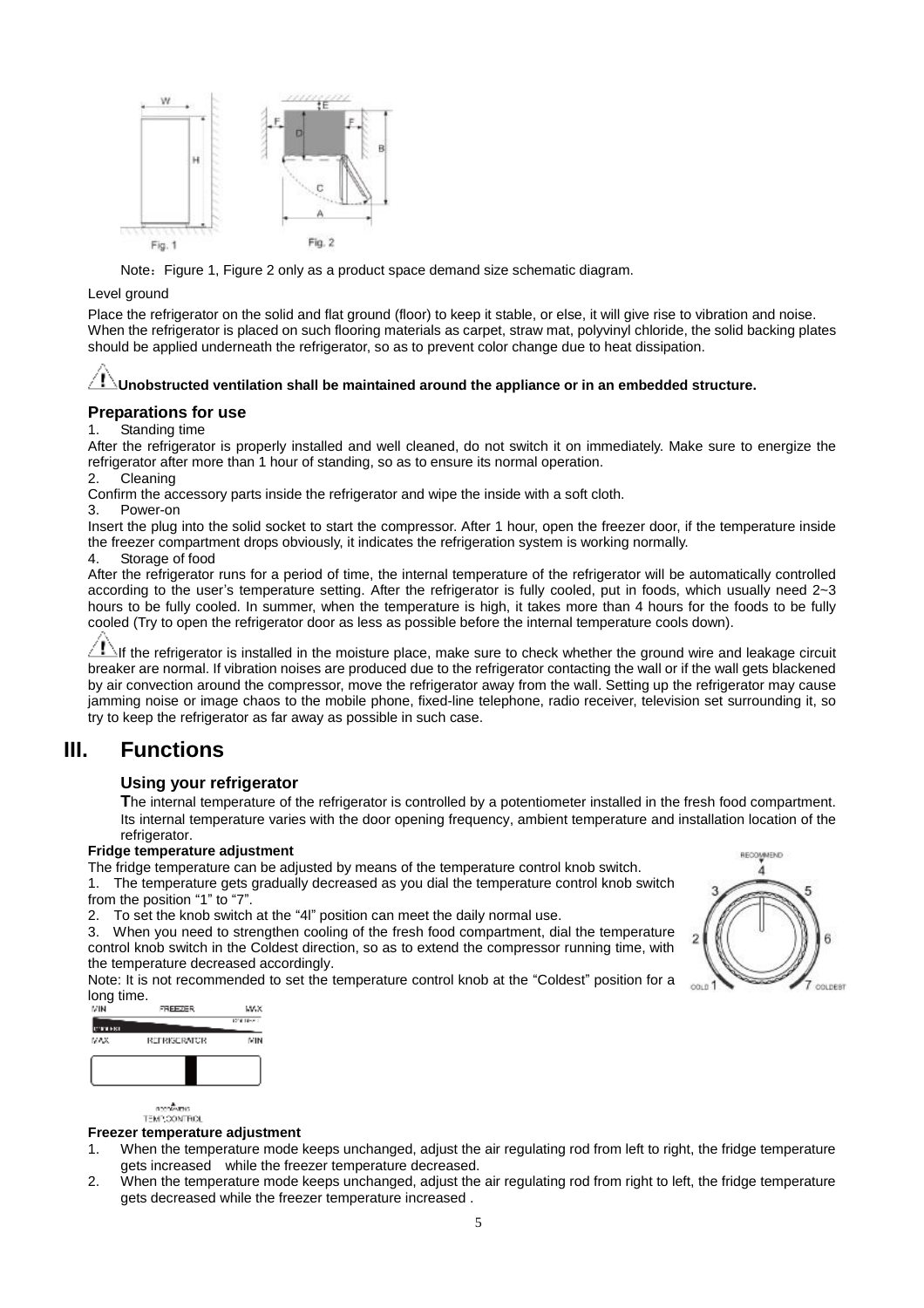Note：Figure 1, Figure 2 only as a product space demand size schematic diagram.

Level ground

Place the refrigerator on the solid and flat ground (floor) to keep it stable, or else, it will give rise to vibration and noise. When the refrigerator is placed on such flooring materials as carpet, straw mat, polyvinyl chloride, the solid backing plates should be applied underneath the refrigerator, so as to prevent color change due to heat dissipation.

⚠ **Unobstructed ventilation shall be maintained around the appliance or in an embedded structure.**

### Preparations for use

1. Standing time

After the refrigerator is properly installed and well cleaned, do not switch it on immediately. Make sure to energize the refrigerator after more than 1 hour of standing, so as to ensure its normal operation.

2. Cleaning

Confirm the accessory parts inside the refrigerator and wipe the inside with a soft cloth.

3. Power-on

Insert the plug into the solid socket to start the compressor. After 1 hour, open the freezer door, if the temperature inside the freezer compartment drops obviously, it indicates the refrigeration system is working normally.

4. Storage of food

After the refrigerator runs for a period of time, the internal temperature of the refrigerator will be automatically controlled according to the user's temperature setting. After the refrigerator is fully cooled, put in foods, which usually need 2~3 hours to be fully cooled. In summer, when the temperature is high, it takes more than 4 hours for the foods to be fully cooled (Try to open the refrigerator door as less as possible before the internal temperature cools down).

⚠ If the refrigerator is installed in the moisture place, make sure to check whether the ground wire and leakage circuit breaker are normal. If vibration noises are produced due to the refrigerator contacting the wall or if the wall gets blackened by air convection around the compressor, move the refrigerator away from the wall. Setting up the refrigerator may cause jamming noise or image chaos to the mobile phone, fixed-line telephone, radio receiver, television set surrounding it, so try to keep the refrigerator as far away as possible in such case.

# III. Functions

### Using your refrigerator

**T**he internal temperature of the refrigerator is controlled by a potentiometer installed in the fresh food compartment. Its internal temperature varies with the door opening frequency, ambient temperature and installation location of the refrigerator.

**Fridge temperature adjustment**

The fridge temperature can be adjusted by means of the temperature control knob switch.

1. The temperature gets gradually decreased as you dial the temperature control knob switch from the position "1" to "7".
2. To set the knob switch at the "4l" position can meet the daily normal use.
3. When you need to strengthen cooling of the fresh food compartment, dial the temperature control knob switch in the Coldest direction, so as to extend the compressor running time, with the temperature decreased accordingly.

Note: It is not recommended to set the temperature control knob at the "Coldest" position for a long time.

**Freezer temperature adjustment**

1. When the temperature mode keeps unchanged, adjust the air regulating rod from left to right, the fridge temperature gets increased while the freezer temperature decreased.
2. When the temperature mode keeps unchanged, adjust the air regulating rod from right to left, the fridge temperature gets decreased while the freezer temperature increased .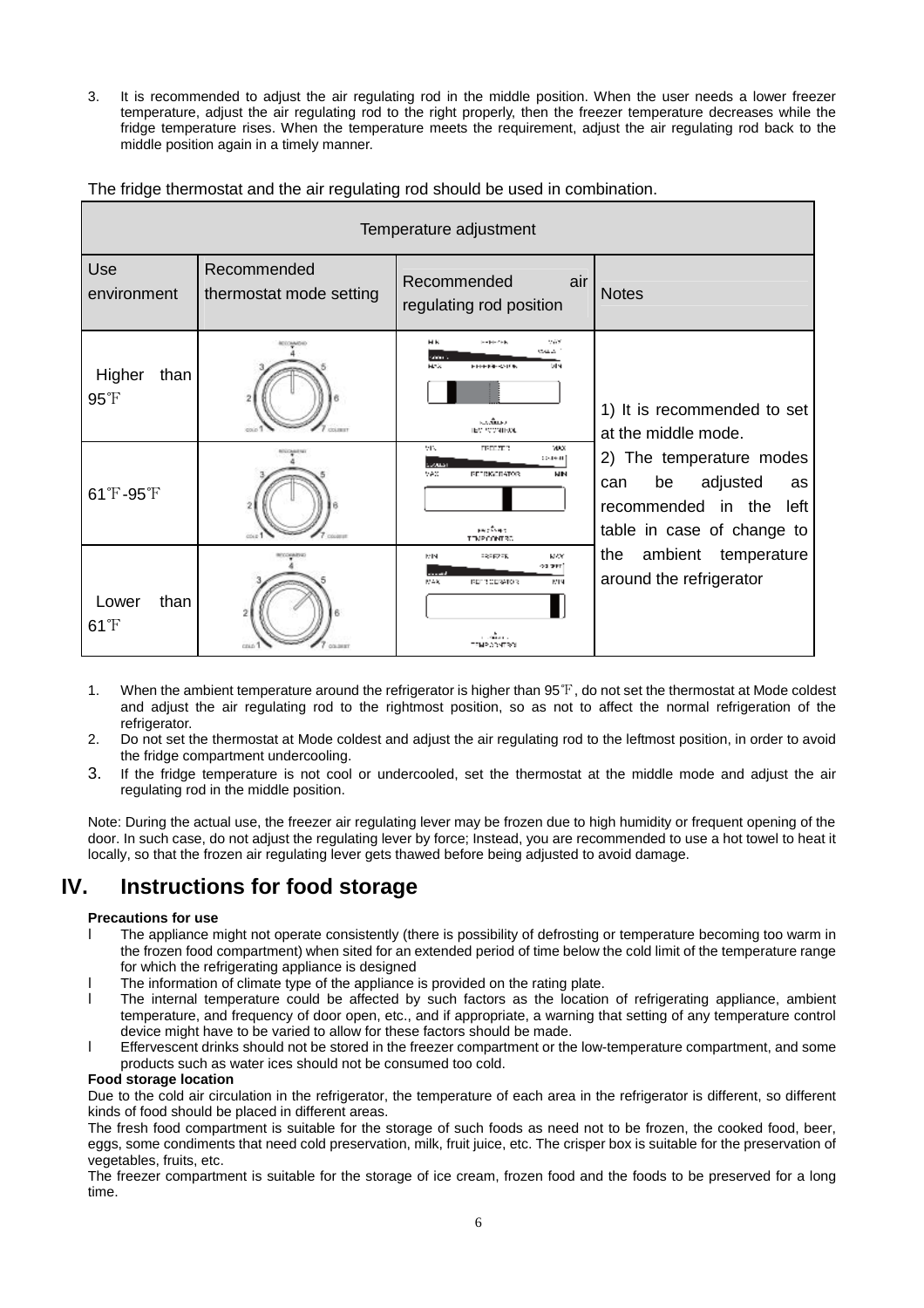3. It is recommended to adjust the air regulating rod in the middle position. When the user needs a lower freezer temperature, adjust the air regulating rod to the right properly, then the freezer temperature decreases while the fridge temperature rises. When the temperature meets the requirement, adjust the air regulating rod back to the middle position again in a timely manner.

The fridge thermostat and the air regulating rod should be used in combination.

| Temperature adjustment | | | |
|---|---|---|---|
| Use environment | Recommended thermostat mode setting | Recommended air regulating rod position | Notes |
| Higher than 95℉ | | | 1) It is recommended to set at the middle mode. 2) The temperature modes can be adjusted as recommended in the left table in case of change to the ambient temperature around the refrigerator |
| 61℉-95℉ | | | |
| Lower than 61℉ | | | |

1. When the ambient temperature around the refrigerator is higher than 95℉, do not set the thermostat at Mode coldest and adjust the air regulating rod to the rightmost position, so as not to affect the normal refrigeration of the refrigerator.
2. Do not set the thermostat at Mode coldest and adjust the air regulating rod to the leftmost position, in order to avoid the fridge compartment undercooling.
3. If the fridge temperature is not cool or undercooled, set the thermostat at the middle mode and adjust the air regulating rod in the middle position.

Note: During the actual use, the freezer air regulating lever may be frozen due to high humidity or frequent opening of the door. In such case, do not adjust the regulating lever by force; Instead, you are recommended to use a hot towel to heat it locally, so that the frozen air regulating lever gets thawed before being adjusted to avoid damage.

# IV. Instructions for food storage

**Precautions for use**

- The appliance might not operate consistently (there is possibility of defrosting or temperature becoming too warm in the frozen food compartment) when sited for an extended period of time below the cold limit of the temperature range for which the refrigerating appliance is designed
- The information of climate type of the appliance is provided on the rating plate.
- The internal temperature could be affected by such factors as the location of refrigerating appliance, ambient temperature, and frequency of door open, etc., and if appropriate, a warning that setting of any temperature control device might have to be varied to allow for these factors should be made.
- Effervescent drinks should not be stored in the freezer compartment or the low-temperature compartment, and some products such as water ices should not be consumed too cold.

**Food storage location**

Due to the cold air circulation in the refrigerator, the temperature of each area in the refrigerator is different, so different kinds of food should be placed in different areas.

The fresh food compartment is suitable for the storage of such foods as need not to be frozen, the cooked food, beer, eggs, some condiments that need cold preservation, milk, fruit juice, etc. The crisper box is suitable for the preservation of vegetables, fruits, etc.

The freezer compartment is suitable for the storage of ice cream, frozen food and the foods to be preserved for a long time.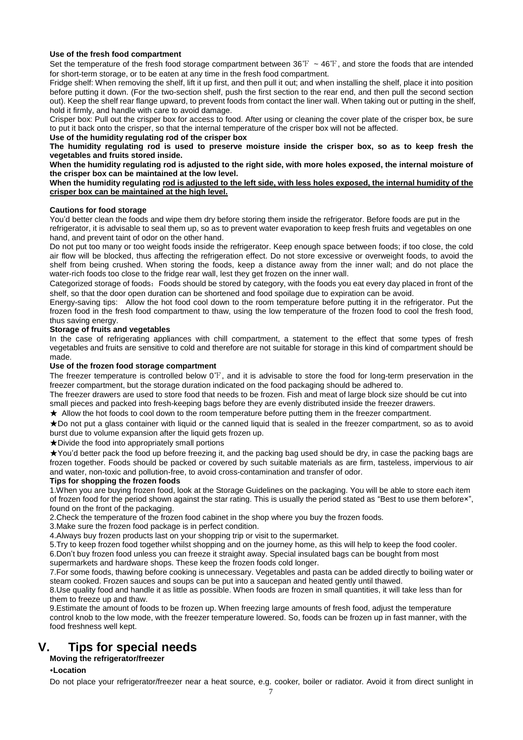**Use of the fresh food compartment**

Set the temperature of the fresh food storage compartment between 36℉ ~ 46℉, and store the foods that are intended for short-term storage, or to be eaten at any time in the fresh food compartment.

Fridge shelf: When removing the shelf, lift it up first, and then pull it out; and when installing the shelf, place it into position before putting it down. (For the two-section shelf, push the first section to the rear end, and then pull the second section out). Keep the shelf rear flange upward, to prevent foods from contact the liner wall. When taking out or putting in the shelf, hold it firmly, and handle with care to avoid damage.

Crisper box: Pull out the crisper box for access to food. After using or cleaning the cover plate of the crisper box, be sure to put it back onto the crisper, so that the internal temperature of the crisper box will not be affected.

**Use of the humidity regulating rod of the crisper box**

**The humidity regulating rod is used to preserve moisture inside the crisper box, so as to keep fresh the vegetables and fruits stored inside.**

**When the humidity regulating rod is adjusted to the right side, with more holes exposed, the internal moisture of the crisper box can be maintained at the low level.**

**When the humidity regulating rod is adjusted to the left side, with less holes exposed, the internal humidity of the crisper box can be maintained at the high level.**

**Cautions for food storage**

You'd better clean the foods and wipe them dry before storing them inside the refrigerator. Before foods are put in the refrigerator, it is advisable to seal them up, so as to prevent water evaporation to keep fresh fruits and vegetables on one hand, and prevent taint of odor on the other hand.

Do not put too many or too weight foods inside the refrigerator. Keep enough space between foods; if too close, the cold air flow will be blocked, thus affecting the refrigeration effect. Do not store excessive or overweight foods, to avoid the shelf from being crushed. When storing the foods, keep a distance away from the inner wall; and do not place the water-rich foods too close to the fridge rear wall, lest they get frozen on the inner wall.

Categorized storage of foods：Foods should be stored by category, with the foods you eat every day placed in front of the shelf, so that the door open duration can be shortened and food spoilage due to expiration can be avoid.

Energy-saving tips: Allow the hot food cool down to the room temperature before putting it in the refrigerator. Put the frozen food in the fresh food compartment to thaw, using the low temperature of the frozen food to cool the fresh food, thus saving energy.

**Storage of fruits and vegetables**

In the case of refrigerating appliances with chill compartment, a statement to the effect that some types of fresh vegetables and fruits are sensitive to cold and therefore are not suitable for storage in this kind of compartment should be made.

**Use of the frozen food storage compartment**

The freezer temperature is controlled below 0℉, and it is advisable to store the food for long-term preservation in the freezer compartment, but the storage duration indicated on the food packaging should be adhered to.

The freezer drawers are used to store food that needs to be frozen. Fish and meat of large block size should be cut into small pieces and packed into fresh-keeping bags before they are evenly distributed inside the freezer drawers.

★ Allow the hot foods to cool down to the room temperature before putting them in the freezer compartment.

★Do not put a glass container with liquid or the canned liquid that is sealed in the freezer compartment, so as to avoid burst due to volume expansion after the liquid gets frozen up.

★Divide the food into appropriately small portions

★You'd better pack the food up before freezing it, and the packing bag used should be dry, in case the packing bags are frozen together. Foods should be packed or covered by such suitable materials as are firm, tasteless, impervious to air and water, non-toxic and pollution-free, to avoid cross-contamination and transfer of odor.

**Tips for shopping the frozen foods**

1.When you are buying frozen food, look at the Storage Guidelines on the packaging. You will be able to store each item of frozen food for the period shown against the star rating. This is usually the period stated as "Best to use them before×", found on the front of the packaging.

2.Check the temperature of the frozen food cabinet in the shop where you buy the frozen foods.

3.Make sure the frozen food package is in perfect condition.

4.Always buy frozen products last on your shopping trip or visit to the supermarket.

5.Try to keep frozen food together whilst shopping and on the journey home, as this will help to keep the food cooler.

6.Don't buy frozen food unless you can freeze it straight away. Special insulated bags can be bought from most supermarkets and hardware shops. These keep the frozen foods cold longer.

7.For some foods, thawing before cooking is unnecessary. Vegetables and pasta can be added directly to boiling water or steam cooked. Frozen sauces and soups can be put into a saucepan and heated gently until thawed.

8.Use quality food and handle it as little as possible. When foods are frozen in small quantities, it will take less than for them to freeze up and thaw.

9.Estimate the amount of foods to be frozen up. When freezing large amounts of fresh food, adjust the temperature control knob to the low mode, with the freezer temperature lowered. So, foods can be frozen up in fast manner, with the food freshness well kept.

# V. Tips for special needs

**Moving the refrigerator/freezer**

**•Location**

Do not place your refrigerator/freezer near a heat source, e.g. cooker, boiler or radiator. Avoid it from direct sunlight in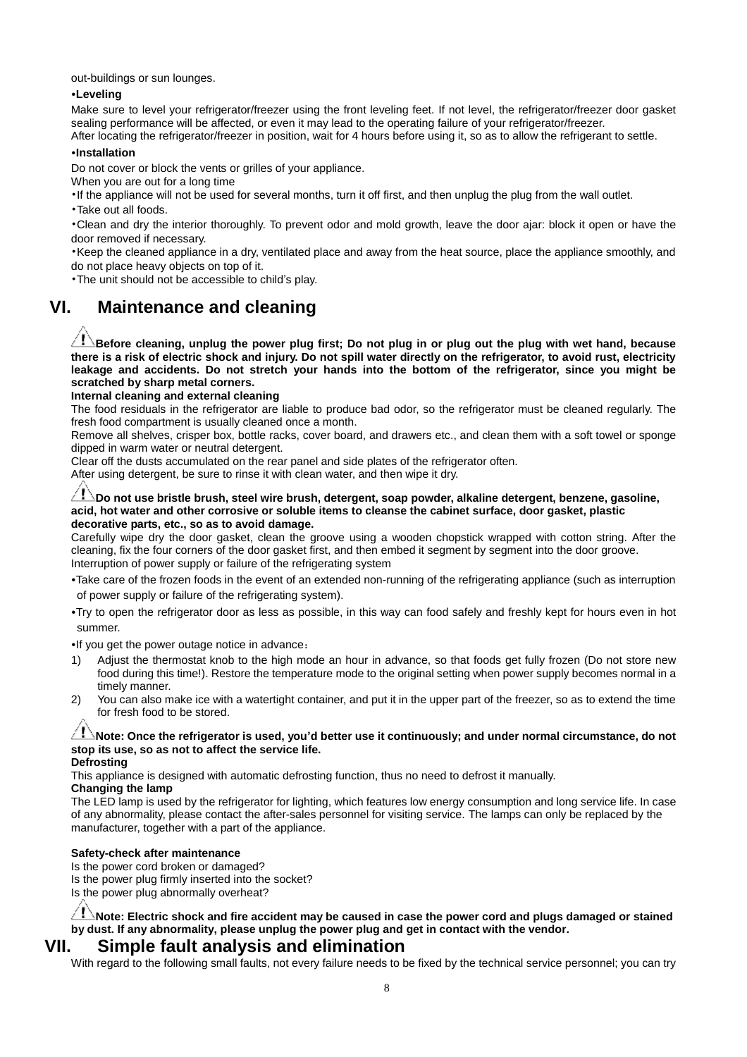out-buildings or sun lounges.

•**Leveling**

Make sure to level your refrigerator/freezer using the front leveling feet. If not level, the refrigerator/freezer door gasket sealing performance will be affected, or even it may lead to the operating failure of your refrigerator/freezer.
After locating the refrigerator/freezer in position, wait for 4 hours before using it, so as to allow the refrigerant to settle.

•**Installation**

Do not cover or block the vents or grilles of your appliance.
When you are out for a long time

- If the appliance will not be used for several months, turn it off first, and then unplug the plug from the wall outlet.
- Take out all foods.
- Clean and dry the interior thoroughly. To prevent odor and mold growth, leave the door ajar: block it open or have the door removed if necessary.
- Keep the cleaned appliance in a dry, ventilated place and away from the heat source, place the appliance smoothly, and do not place heavy objects on top of it.
- The unit should not be accessible to child's play.

# VI. Maintenance and cleaning

⚠ **Before cleaning, unplug the power plug first; Do not plug in or plug out the plug with wet hand, because there is a risk of electric shock and injury. Do not spill water directly on the refrigerator, to avoid rust, electricity leakage and accidents. Do not stretch your hands into the bottom of the refrigerator, since you might be scratched by sharp metal corners.**

**Internal cleaning and external cleaning**

The food residuals in the refrigerator are liable to produce bad odor, so the refrigerator must be cleaned regularly. The fresh food compartment is usually cleaned once a month.
Remove all shelves, crisper box, bottle racks, cover board, and drawers etc., and clean them with a soft towel or sponge dipped in warm water or neutral detergent.
Clear off the dusts accumulated on the rear panel and side plates of the refrigerator often.
After using detergent, be sure to rinse it with clean water, and then wipe it dry.

⚠ **Do not use bristle brush, steel wire brush, detergent, soap powder, alkaline detergent, benzene, gasoline, acid, hot water and other corrosive or soluble items to cleanse the cabinet surface, door gasket, plastic decorative parts, etc., so as to avoid damage.**

Carefully wipe dry the door gasket, clean the groove using a wooden chopstick wrapped with cotton string. After the cleaning, fix the four corners of the door gasket first, and then embed it segment by segment into the door groove.
Interruption of power supply or failure of the refrigerating system

- Take care of the frozen foods in the event of an extended non-running of the refrigerating appliance (such as interruption of power supply or failure of the refrigerating system).
- Try to open the refrigerator door as less as possible, in this way can food safely and freshly kept for hours even in hot summer.
- If you get the power outage notice in advance：

1) Adjust the thermostat knob to the high mode an hour in advance, so that foods get fully frozen (Do not store new food during this time!). Restore the temperature mode to the original setting when power supply becomes normal in a timely manner.
2) You can also make ice with a watertight container, and put it in the upper part of the freezer, so as to extend the time for fresh food to be stored.

⚠ **Note: Once the refrigerator is used, you'd better use it continuously; and under normal circumstance, do not stop its use, so as not to affect the service life.**

**Defrosting**

This appliance is designed with automatic defrosting function, thus no need to defrost it manually.

**Changing the lamp**

The LED lamp is used by the refrigerator for lighting, which features low energy consumption and long service life. In case of any abnormality, please contact the after-sales personnel for visiting service. The lamps can only be replaced by the manufacturer, together with a part of the appliance.

**Safety-check after maintenance**

Is the power cord broken or damaged?
Is the power plug firmly inserted into the socket?
Is the power plug abnormally overheat?

⚠ **Note: Electric shock and fire accident may be caused in case the power cord and plugs damaged or stained by dust. If any abnormality, please unplug the power plug and get in contact with the vendor.**

# VII. Simple fault analysis and elimination

With regard to the following small faults, not every failure needs to be fixed by the technical service personnel; you can try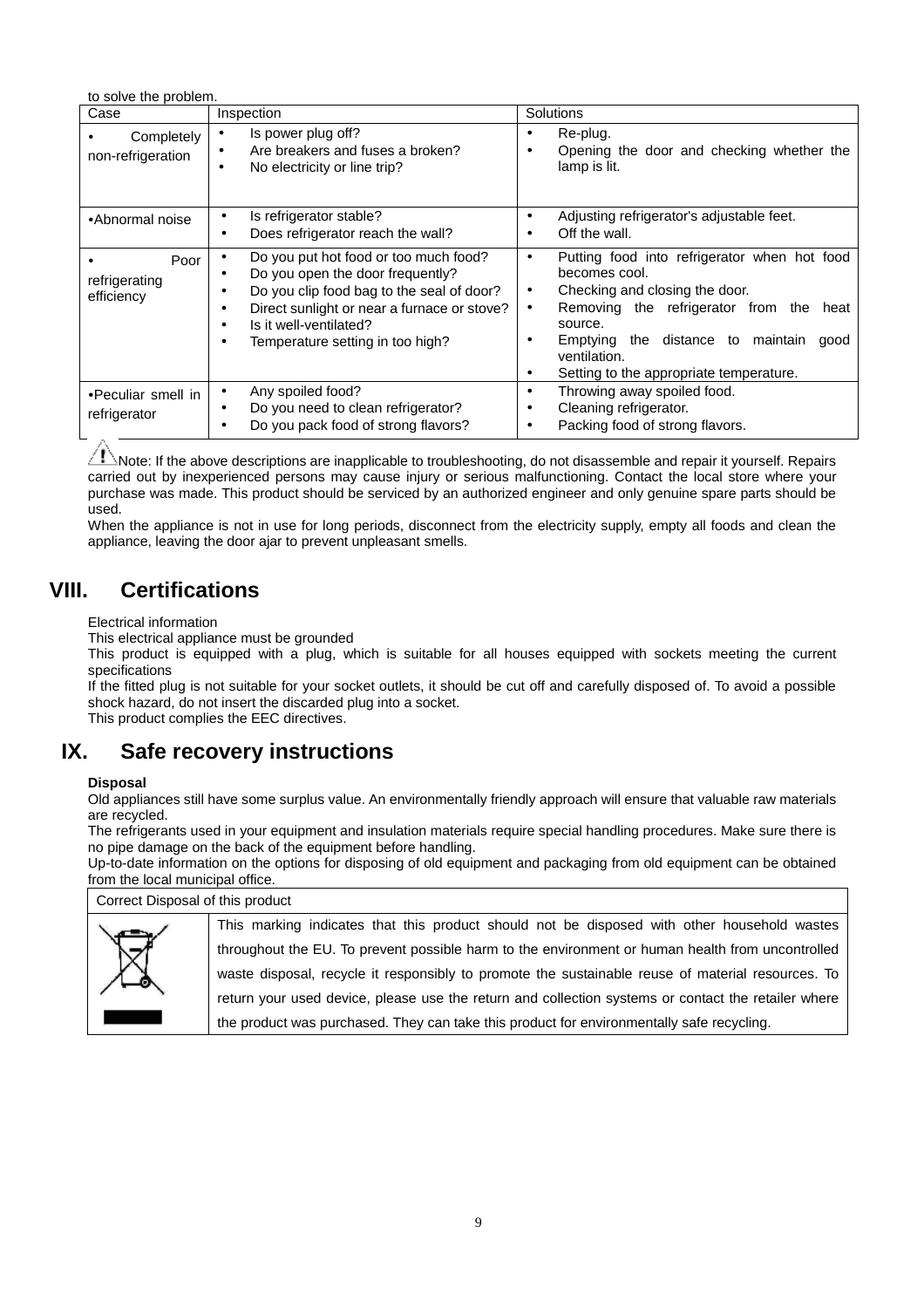to solve the problem.

| Case | Inspection | Solutions |
|---|---|---|
| • Completely non-refrigeration | • Is power plug off?<br>• Are breakers and fuses a broken?<br>• No electricity or line trip? | • Re-plug.<br>• Opening the door and checking whether the lamp is lit. |
| •Abnormal noise | • Is refrigerator stable?<br>• Does refrigerator reach the wall? | • Adjusting refrigerator's adjustable feet.<br>• Off the wall. |
| • Poor refrigerating efficiency | • Do you put hot food or too much food?<br>• Do you open the door frequently?<br>• Do you clip food bag to the seal of door?<br>• Direct sunlight or near a furnace or stove?<br>• Is it well-ventilated?<br>• Temperature setting in too high? | • Putting food into refrigerator when hot food becomes cool.<br>• Checking and closing the door.<br>• Removing the refrigerator from the heat source.<br>• Emptying the distance to maintain good ventilation.<br>• Setting to the appropriate temperature. |
| •Peculiar smell in refrigerator | • Any spoiled food?<br>• Do you need to clean refrigerator?<br>• Do you pack food of strong flavors? | • Throwing away spoiled food.<br>• Cleaning refrigerator.<br>• Packing food of strong flavors. |

⚠Note: If the above descriptions are inapplicable to troubleshooting, do not disassemble and repair it yourself. Repairs carried out by inexperienced persons may cause injury or serious malfunctioning. Contact the local store where your purchase was made. This product should be serviced by an authorized engineer and only genuine spare parts should be used.

When the appliance is not in use for long periods, disconnect from the electricity supply, empty all foods and clean the appliance, leaving the door ajar to prevent unpleasant smells.

# VIII. Certifications

Electrical information

This electrical appliance must be grounded

This product is equipped with a plug, which is suitable for all houses equipped with sockets meeting the current specifications

If the fitted plug is not suitable for your socket outlets, it should be cut off and carefully disposed of. To avoid a possible shock hazard, do not insert the discarded plug into a socket.

This product complies the EEC directives.

# IX. Safe recovery instructions

**Disposal**

Old appliances still have some surplus value. An environmentally friendly approach will ensure that valuable raw materials are recycled.

The refrigerants used in your equipment and insulation materials require special handling procedures. Make sure there is no pipe damage on the back of the equipment before handling.

Up-to-date information on the options for disposing of old equipment and packaging from old equipment can be obtained from the local municipal office.

| Correct Disposal of this product | |
|---|---|
| | This marking indicates that this product should not be disposed with other household wastes throughout the EU. To prevent possible harm to the environment or human health from uncontrolled waste disposal, recycle it responsibly to promote the sustainable reuse of material resources. To return your used device, please use the return and collection systems or contact the retailer where the product was purchased. They can take this product for environmentally safe recycling. |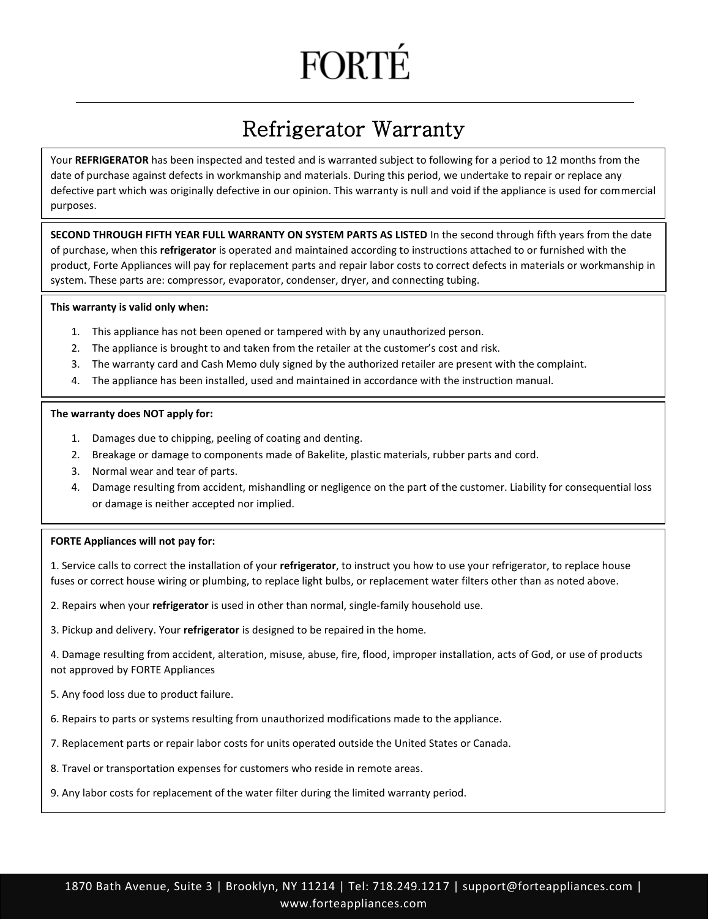# FORTÉ

## Refrigerator Warranty

Your **REFRIGERATOR** has been inspected and tested and is warranted subject to following for a period to 12 months from the date of purchase against defects in workmanship and materials. During this period, we undertake to repair or replace any defective part which was originally defective in our opinion. This warranty is null and void if the appliance is used for commercial purposes.

**SECOND THROUGH FIFTH YEAR FULL WARRANTY ON SYSTEM PARTS AS LISTED** In the second through fifth years from the date of purchase, when this **refrigerator** is operated and maintained according to instructions attached to or furnished with the product, Forte Appliances will pay for replacement parts and repair labor costs to correct defects in materials or workmanship in system. These parts are: compressor, evaporator, condenser, dryer, and connecting tubing.

**This warranty is valid only when:**

1. This appliance has not been opened or tampered with by any unauthorized person.
2. The appliance is brought to and taken from the retailer at the customer's cost and risk.
3. The warranty card and Cash Memo duly signed by the authorized retailer are present with the complaint.
4. The appliance has been installed, used and maintained in accordance with the instruction manual.

**The warranty does NOT apply for:**

1. Damages due to chipping, peeling of coating and denting.
2. Breakage or damage to components made of Bakelite, plastic materials, rubber parts and cord.
3. Normal wear and tear of parts.
4. Damage resulting from accident, mishandling or negligence on the part of the customer. Liability for consequential loss or damage is neither accepted nor implied.

**FORTE Appliances will not pay for:**

1. Service calls to correct the installation of your **refrigerator**, to instruct you how to use your refrigerator, to replace house fuses or correct house wiring or plumbing, to replace light bulbs, or replacement water filters other than as noted above.

2. Repairs when your **refrigerator** is used in other than normal, single-family household use.

3. Pickup and delivery. Your **refrigerator** is designed to be repaired in the home.

4. Damage resulting from accident, alteration, misuse, abuse, fire, flood, improper installation, acts of God, or use of products not approved by FORTE Appliances

5. Any food loss due to product failure.

6. Repairs to parts or systems resulting from unauthorized modifications made to the appliance.

7. Replacement parts or repair labor costs for units operated outside the United States or Canada.

8. Travel or transportation expenses for customers who reside in remote areas.

9. Any labor costs for replacement of the water filter during the limited warranty period.

1870 Bath Avenue, Suite 3 | Brooklyn, NY 11214 | Tel: 718.249.1217 | support@forteappliances.com | www.forteappliances.com